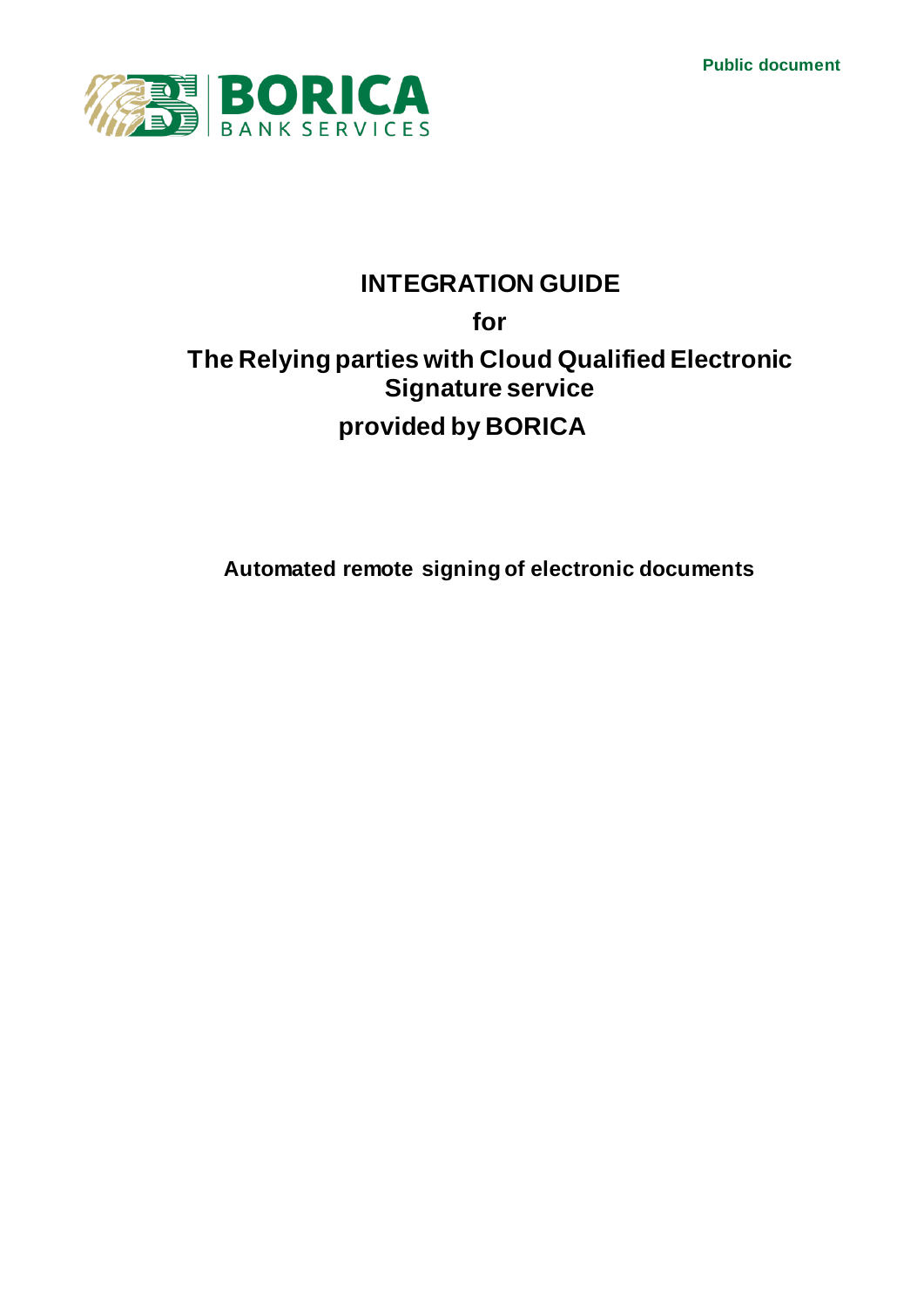Public document

BORICA BANK SERVICES

# INTEGRATION GUIDE

## for

## The Relying parties with Cloud Qualified Electronic Signature service

## provided by BORICA

**Automated remote signing of electronic documents**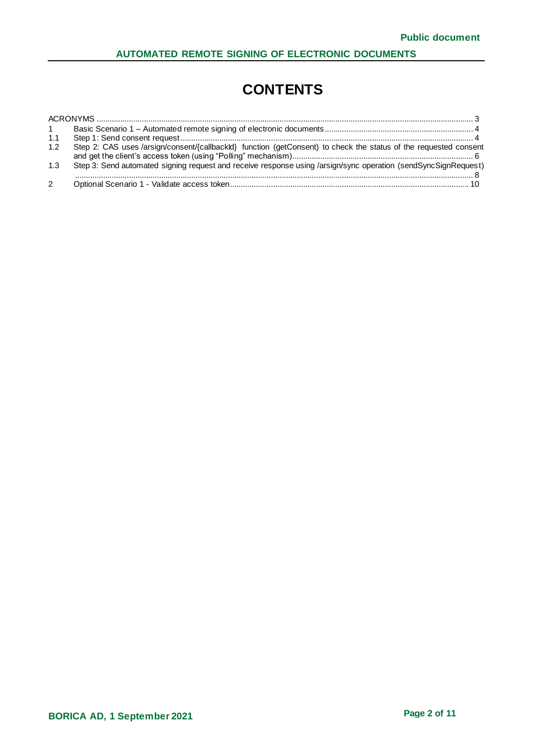# CONTENTS

ACRONYMS ........................................................................................................................................................... 3

1 Basic Scenario 1 – Automated remote signing of electronic documents ..................................................................... 4

1.1 Step 1: Send consent request ........................................................................................................................... 4

1.2 Step 2: CAS uses /arsign/consent/{callbackId} function (getConsent) to check the status of the requested consent and get the client's access token (using "Polling" mechanism) .................................................................................... 6

1.3 Step 3: Send automated signing request and receive response using /arsign/sync operation (sendSyncSignRequest) ........................................................................................................................................................... 8

2 Optional Scenario 1 - Validate access token ............................................................................................................. 10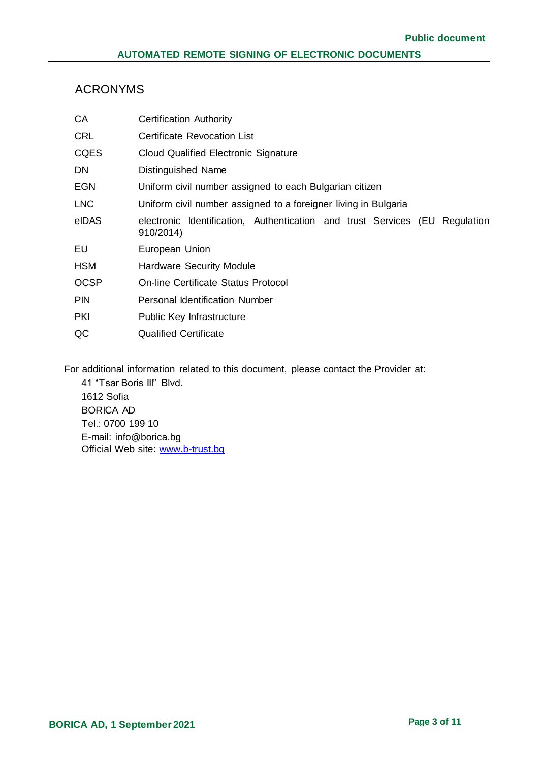## ACRONYMS

| | |
|---|---|
| CA | Certification Authority |
| CRL | Certificate Revocation List |
| CQES | Cloud Qualified Electronic Signature |
| DN | Distinguished Name |
| EGN | Uniform civil number assigned to each Bulgarian citizen |
| LNC | Uniform civil number assigned to a foreigner living in Bulgaria |
| eIDAS | electronic Identification, Authentication and trust Services (EU Regulation 910/2014) |
| EU | European Union |
| HSM | Hardware Security Module |
| OCSP | On-line Certificate Status Protocol |
| PIN | Personal Identification Number |
| PKI | Public Key Infrastructure |
| QC | Qualified Certificate |

For additional information related to this document, please contact the Provider at:

41 “Tsar Boris III” Blvd.
1612 Sofia
BORICA AD
Tel.: 0700 199 10
E-mail: info@borica.bg
Official Web site: www.b-trust.bg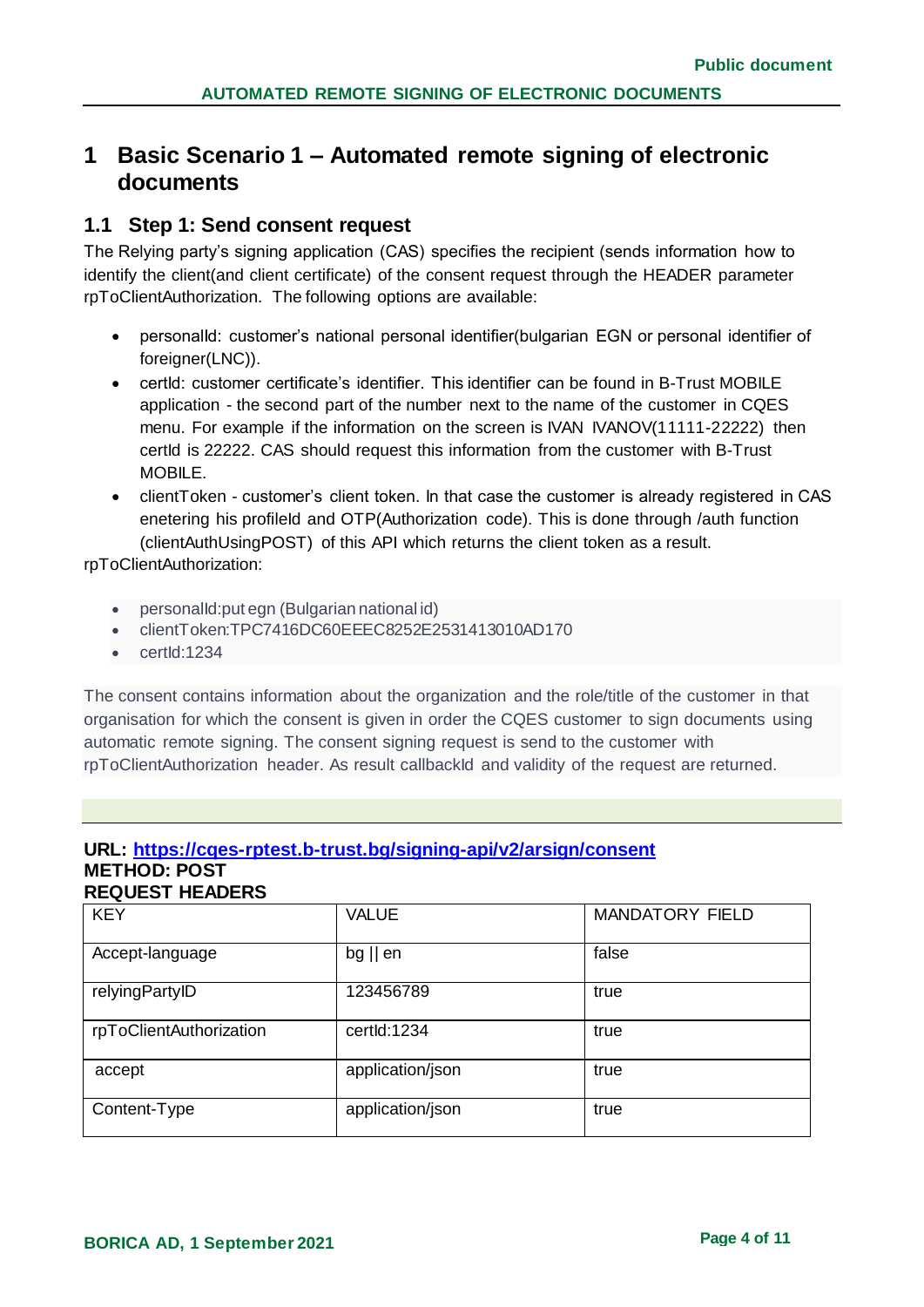# 1 Basic Scenario 1 – Automated remote signing of electronic documents

## 1.1 Step 1: Send consent request

The Relying party's signing application (CAS) specifies the recipient (sends information how to identify the client(and client certificate) of the consent request through the HEADER parameter rpToClientAuthorization. The following options are available:

- personalId: customer's national personal identifier(bulgarian EGN or personal identifier of foreigner(LNC)).
- certId: customer certificate's identifier. This identifier can be found in B-Trust MOBILE application - the second part of the number next to the name of the customer in CQES menu. For example if the information on the screen is IVAN IVANOV(11111-22222) then certId is 22222. CAS should request this information from the customer with B-Trust MOBILE.
- clientToken - customer's client token. In that case the customer is already registered in CAS enetering his profileId and OTP(Authorization code). This is done through /auth function (clientAuthUsingPOST) of this API which returns the client token as a result.

rpToClientAuthorization:

- personalId:put egn (Bulgarian national id)
- clientToken:TPC7416DC60EEEC8252E2531413010AD170
- certId:1234

The consent contains information about the organization and the role/title of the customer in that organisation for which the consent is given in order the CQES customer to sign documents using automatic remote signing. The consent signing request is send to the customer with rpToClientAuthorization header. As result callbackId and validity of the request are returned.

**URL: https://cqes-rptest.b-trust.bg/signing-api/v2/arsign/consent**
**METHOD: POST**
**REQUEST HEADERS**

| KEY | VALUE | MANDATORY FIELD |
| --- | --- | --- |
| Accept-language | bg \|\| en | false |
| relyingPartyID | 123456789 | true |
| rpToClientAuthorization | certId:1234 | true |
| accept | application/json | true |
| Content-Type | application/json | true |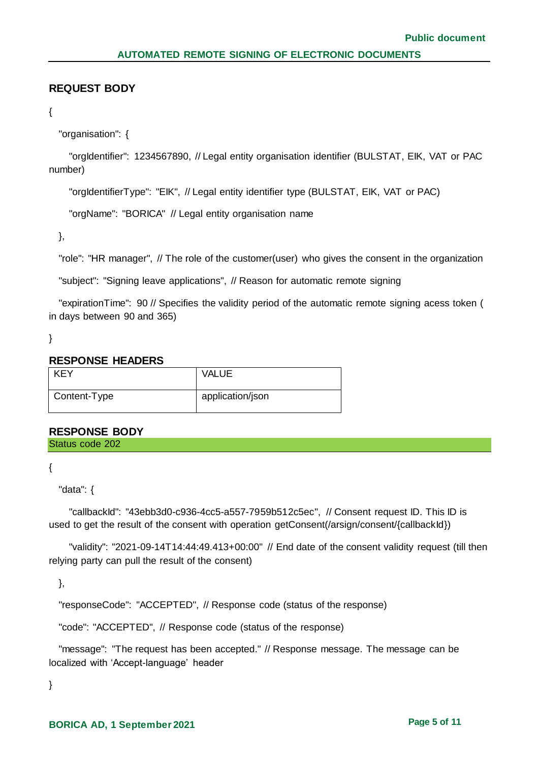### REQUEST BODY

```
{
  "organisation": {
    "orgIdentifier": 1234567890, // Legal entity organisation identifier (BULSTAT, EIK, VAT or PAC number)
    "orgIdentifierType": "EIK", // Legal entity identifier type (BULSTAT, EIK, VAT or PAC)
    "orgName": "BORICA" // Legal entity organisation name
  },
  "role": "HR manager", // The role of the customer(user) who gives the consent in the organization
  "subject": "Signing leave applications", // Reason for automatic remote signing
  "expirationTime": 90 // Specifies the validity period of the automatic remote signing acess token ( in days between 90 and 365)
}
```

### RESPONSE HEADERS

| KEY | VALUE |
|---|---|
| Content-Type | application/json |

### RESPONSE BODY

Status code 202

```
{
  "data": {
    "callbackId": "43ebb3d0-c936-4cc5-a557-7959b512c5ec", // Consent request ID. This ID is used to get the result of the consent with operation getConsent(/arsign/consent/{callbackId})
    "validity": "2021-09-14T14:44:49.413+00:00" // End date of the consent validity request (till then relying party can pull the result of the consent)
  },
  "responseCode": "ACCEPTED", // Response code (status of the response)
  "code": "ACCEPTED", // Response code (status of the response)
  "message": "The request has been accepted." // Response message. The message can be localized with 'Accept-language' header
}
```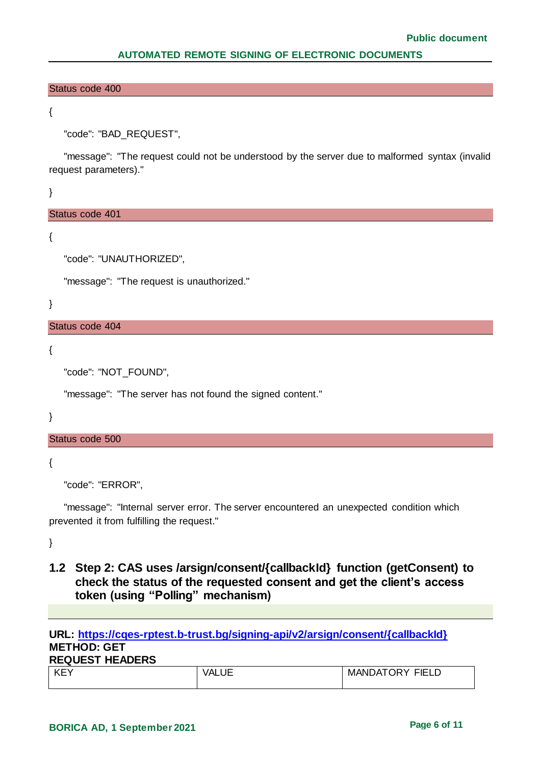Status code 400

```
{
    "code": "BAD_REQUEST",
    "message": "The request could not be understood by the server due to malformed syntax (invalid request parameters)."
}
```

Status code 401

```
{
    "code": "UNAUTHORIZED",
    "message": "The request is unauthorized."
}
```

Status code 404

```
{
    "code": "NOT_FOUND",
    "message": "The server has not found the signed content."
}
```

Status code 500

```
{
    "code": "ERROR",
    "message": "Internal server error. The server encountered an unexpected condition which prevented it from fulfilling the request."
}
```

## 1.2 Step 2: CAS uses /arsign/consent/{callbackId} function (getConsent) to check the status of the requested consent and get the client's access token (using "Polling" mechanism)

**URL: https://cqes-rptest.b-trust.bg/signing-api/v2/arsign/consent/{callbackId}**
**METHOD: GET**
**REQUEST HEADERS**

| KEY | VALUE | MANDATORY FIELD |
|---|---|---|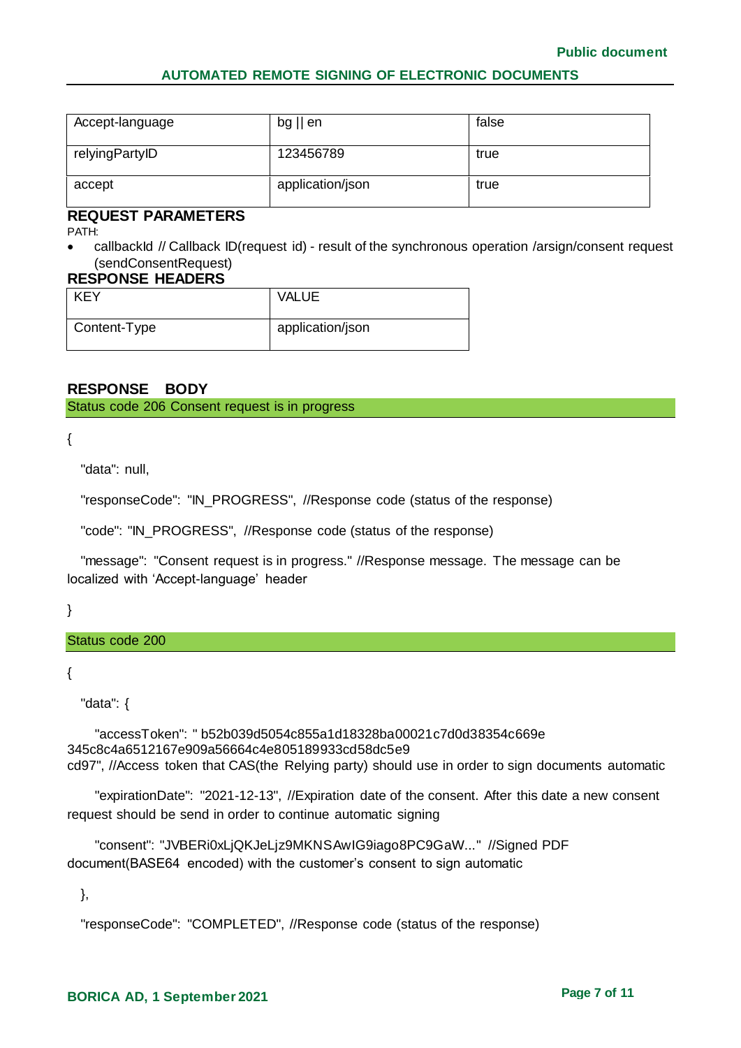| Accept-language | bg \|\| en | false |
|---|---|---|
| relyingPartyID | 123456789 | true |
| accept | application/json | true |

### REQUEST PARAMETERS

PATH:

- callbackId // Callback ID(request id) - result of the synchronous operation /arsign/consent request (sendConsentRequest)

### RESPONSE HEADERS

| KEY | VALUE |
|---|---|
| Content-Type | application/json |

### RESPONSE BODY

Status code 206 Consent request is in progress

```
{
  "data": null,
  "responseCode": "IN_PROGRESS", //Response code (status of the response)
  "code": "IN_PROGRESS", //Response code (status of the response)
  "message": "Consent request is in progress." //Response message. The message can be localized with 'Accept-language' header
}
```

Status code 200

```
{
  "data": {
    "accessToken": " b52b039d5054c855a1d18328ba00021c7d0d38354c669e
345c8c4a6512167e909a56664c4e805189933cd58dc5e9
cd97", //Access token that CAS(the Relying party) should use in order to sign documents automatic
    "expirationDate": "2021-12-13", //Expiration date of the consent. After this date a new consent request should be send in order to continue automatic signing
    "consent": "JVBERi0xLjQKJeLjz9MKNSAwIG9iago8PC9GaW..." //Signed PDF document(BASE64 encoded) with the customer's consent to sign automatic
  },
  "responseCode": "COMPLETED", //Response code (status of the response)
```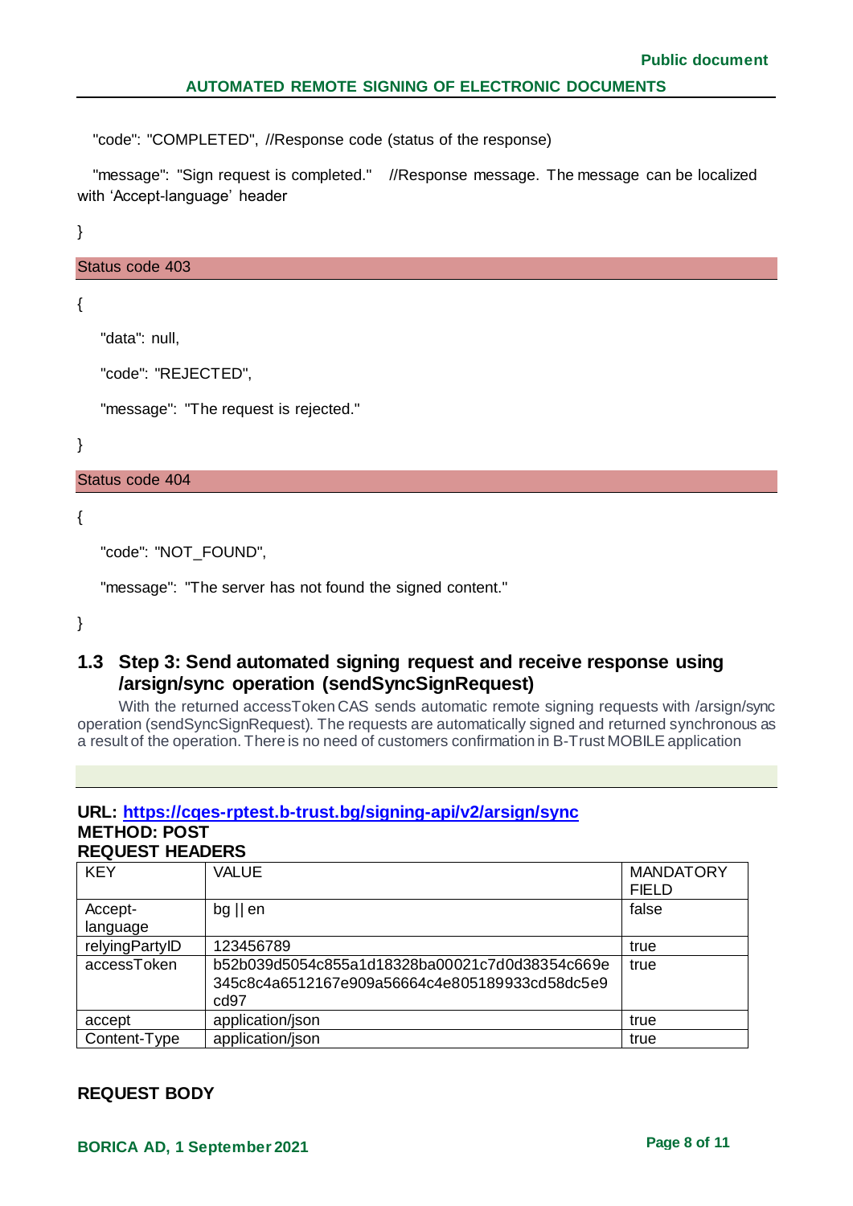"code": "COMPLETED", //Response code (status of the response)

"message": "Sign request is completed." //Response message. The message can be localized with 'Accept-language' header

}

Status code 403

{

"data": null,

"code": "REJECTED",

"message": "The request is rejected."

}

Status code 404

{

"code": "NOT_FOUND",

"message": "The server has not found the signed content."

}

## 1.3 Step 3: Send automated signing request and receive response using /arsign/sync operation (sendSyncSignRequest)

With the returned accessToken CAS sends automatic remote signing requests with /arsign/sync operation (sendSyncSignRequest). The requests are automatically signed and returned synchronous as a result of the operation. There is no need of customers confirmation in B-Trust MOBILE application

**URL: https://cqes-rptest.b-trust.bg/signing-api/v2/arsign/sync**
**METHOD: POST**
**REQUEST HEADERS**

| KEY | VALUE | MANDATORY FIELD |
|---|---|---|
| Accept-language | bg \|\| en | false |
| relyingPartyID | 123456789 | true |
| accessToken | b52b039d5054c855a1d18328ba00021c7d0d38354c669e345c8c4a6512167e909a56664c4e805189933cd58dc5e9cd97 | true |
| accept | application/json | true |
| Content-Type | application/json | true |

**REQUEST BODY**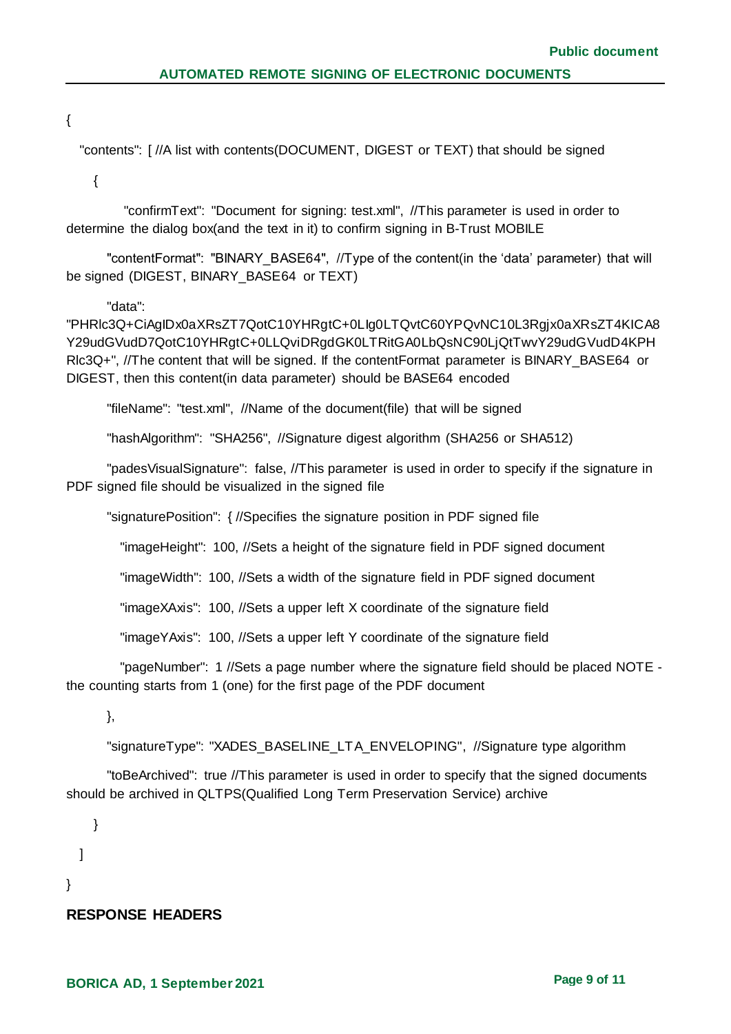```
{
  "contents": [ //A list with contents(DOCUMENT, DIGEST or TEXT) that should be signed
    {
      "confirmText": "Document for signing: test.xml", //This parameter is used in order to determine the dialog box(and the text in it) to confirm signing in B-Trust MOBILE
      "contentFormat": "BINARY_BASE64", //Type of the content(in the 'data' parameter) that will be signed (DIGEST, BINARY_BASE64 or TEXT)
      "data": "PHRlc3Q+CiAgIDx0aXRsZT7QotC10YHRgtC+0LIg0LTQvtC60YPQvNC10L3Rgjx0aXRsZT4KICA8Y29udGVudD7QotC10YHRgtC+0LLQviDRgdGK0LTRitGA0LbQsNC90LjQtTwvY29udGVudD4KPHRlc3Q+", //The content that will be signed. If the contentFormat parameter is BINARY_BASE64 or DIGEST, then this content(in data parameter) should be BASE64 encoded
      "fileName": "test.xml", //Name of the document(file) that will be signed
      "hashAlgorithm": "SHA256", //Signature digest algorithm (SHA256 or SHA512)
      "padesVisualSignature": false, //This parameter is used in order to specify if the signature in PDF signed file should be visualized in the signed file
      "signaturePosition": { //Specifies the signature position in PDF signed file
        "imageHeight": 100, //Sets a height of the signature field in PDF signed document
        "imageWidth": 100, //Sets a width of the signature field in PDF signed document
        "imageXAxis": 100, //Sets a upper left X coordinate of the signature field
        "imageYAxis": 100, //Sets a upper left Y coordinate of the signature field
        "pageNumber": 1 //Sets a page number where the signature field should be placed NOTE - the counting starts from 1 (one) for the first page of the PDF document
      },
      "signatureType": "XADES_BASELINE_LTA_ENVELOPING", //Signature type algorithm
      "toBeArchived": true //This parameter is used in order to specify that the signed documents should be archived in QLTPS(Qualified Long Term Preservation Service) archive
    }
  ]
}
```

**RESPONSE HEADERS**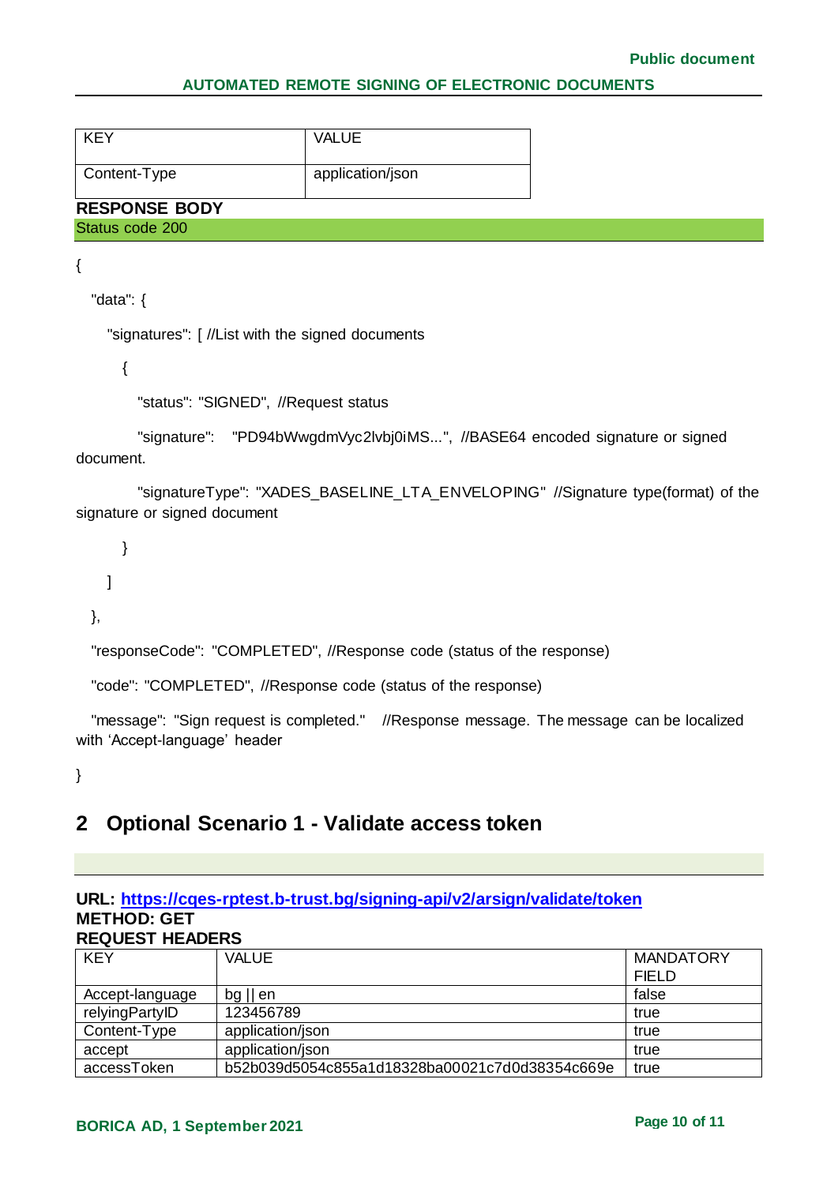| KEY | VALUE |
|---|---|
| Content-Type | application/json |

**RESPONSE BODY**

Status code 200

```
{
  "data": {
    "signatures": [ //List with the signed documents
      {
        "status": "SIGNED", //Request status
        "signature": "PD94bWwgdmVyc2lvbj0iMS...", //BASE64 encoded signature or signed document.
        "signatureType": "XADES_BASELINE_LTA_ENVELOPING" //Signature type(format) of the signature or signed document
      }
    ]
  },
  "responseCode": "COMPLETED", //Response code (status of the response)
  "code": "COMPLETED", //Response code (status of the response)
  "message": "Sign request is completed." //Response message. The message can be localized with 'Accept-language' header
}
```

# 2 Optional Scenario 1 - Validate access token

**URL: https://cqes-rptest.b-trust.bg/signing-api/v2/arsign/validate/token**
**METHOD: GET**
**REQUEST HEADERS**

| KEY | VALUE | MANDATORY FIELD |
|---|---|---|
| Accept-language | bg \|\| en | false |
| relyingPartyID | 123456789 | true |
| Content-Type | application/json | true |
| accept | application/json | true |
| accessToken | b52b039d5054c855a1d18328ba00021c7d0d38354c669e | true |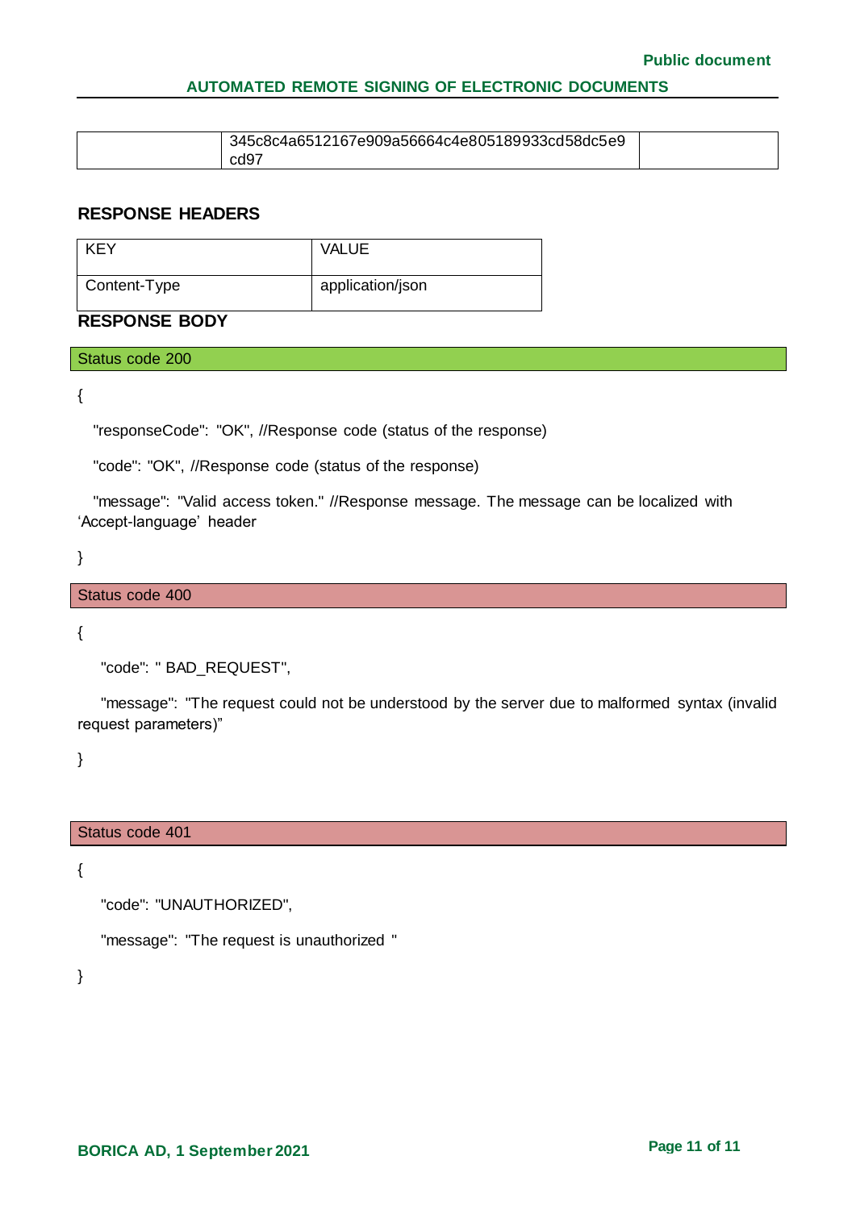| | | |
|---|---|---|
| | 345c8c4a6512167e909a56664c4e805189933cd58dc5e9cd97 | |

### RESPONSE HEADERS

| KEY | VALUE |
|---|---|
| Content-Type | application/json |

### RESPONSE BODY

Status code 200

```
{
  "responseCode": "OK", //Response code (status of the response)
  "code": "OK", //Response code (status of the response)
  "message": "Valid access token." //Response message. The message can be localized with 'Accept-language' header
}
```

Status code 400

```
{
   "code": " BAD_REQUEST",
   "message": "The request could not be understood by the server due to malformed syntax (invalid request parameters)"
}
```

Status code 401

```
{
   "code": "UNAUTHORIZED",
   "message": "The request is unauthorized "
}
```